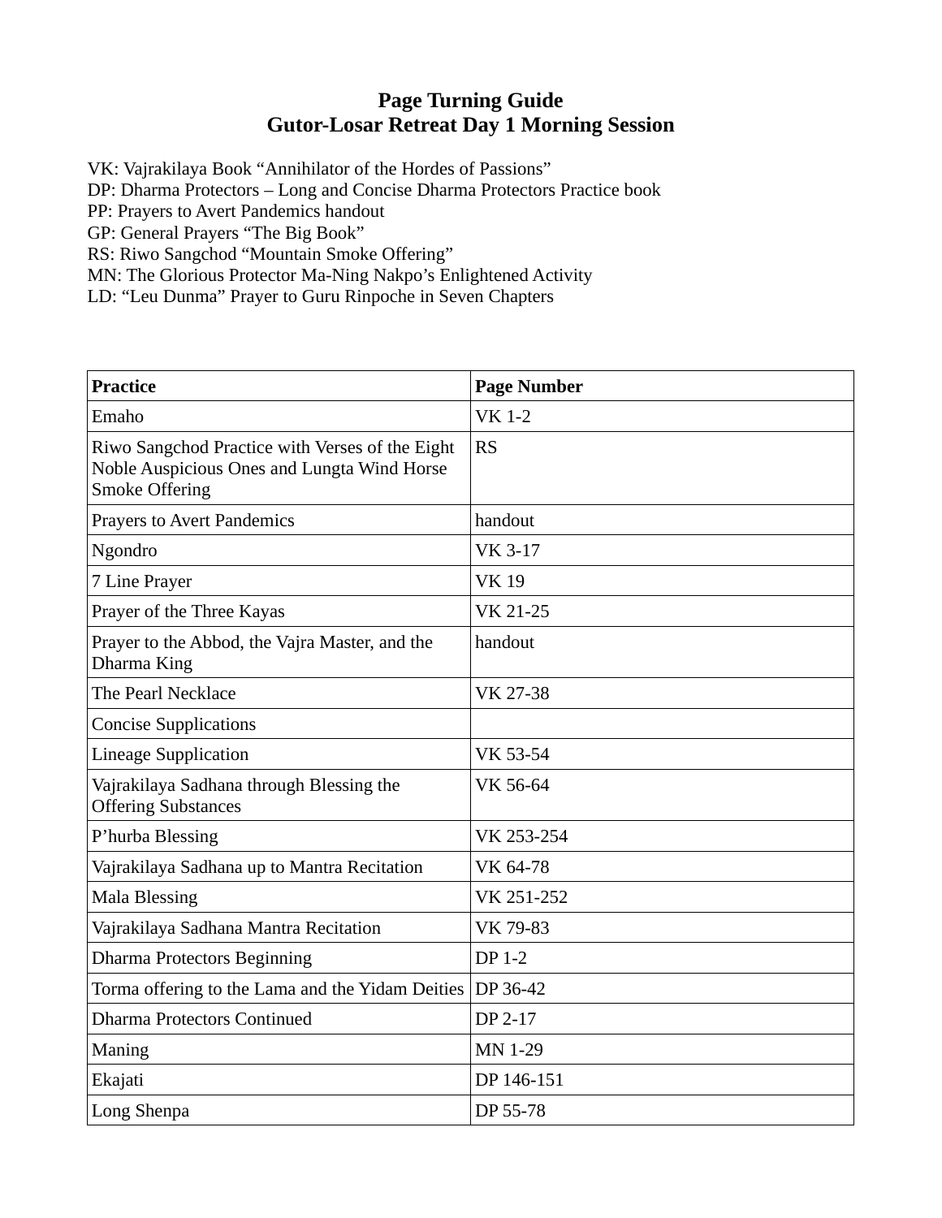# Page Turning Guide
# Gutor-Losar Retreat Day 1 Morning Session

VK: Vajrakilaya Book “Annihilator of the Hordes of Passions”
DP: Dharma Protectors – Long and Concise Dharma Protectors Practice book
PP: Prayers to Avert Pandemics handout
GP: General Prayers “The Big Book”
RS: Riwo Sangchod “Mountain Smoke Offering”
MN: The Glorious Protector Ma-Ning Nakpo’s Enlightened Activity
LD: “Leu Dunma” Prayer to Guru Rinpoche in Seven Chapters

| **Practice** | **Page Number** |
|---|---|
| Emaho | VK 1-2 |
| Riwo Sangchod Practice with Verses of the Eight Noble Auspicious Ones and Lungta Wind Horse Smoke Offering | RS |
| Prayers to Avert Pandemics | handout |
| Ngondro | VK 3-17 |
| 7 Line Prayer | VK 19 |
| Prayer of the Three Kayas | VK 21-25 |
| Prayer to the Abbod, the Vajra Master, and the Dharma King | handout |
| The Pearl Necklace | VK 27-38 |
| Concise Supplications | |
| Lineage Supplication | VK 53-54 |
| Vajrakilaya Sadhana through Blessing the Offering Substances | VK 56-64 |
| P’hurba Blessing | VK 253-254 |
| Vajrakilaya Sadhana up to Mantra Recitation | VK 64-78 |
| Mala Blessing | VK 251-252 |
| Vajrakilaya Sadhana Mantra Recitation | VK 79-83 |
| Dharma Protectors Beginning | DP 1-2 |
| Torma offering to the Lama and the Yidam Deities | DP 36-42 |
| Dharma Protectors Continued | DP 2-17 |
| Maning | MN 1-29 |
| Ekajati | DP 146-151 |
| Long Shenpa | DP 55-78 |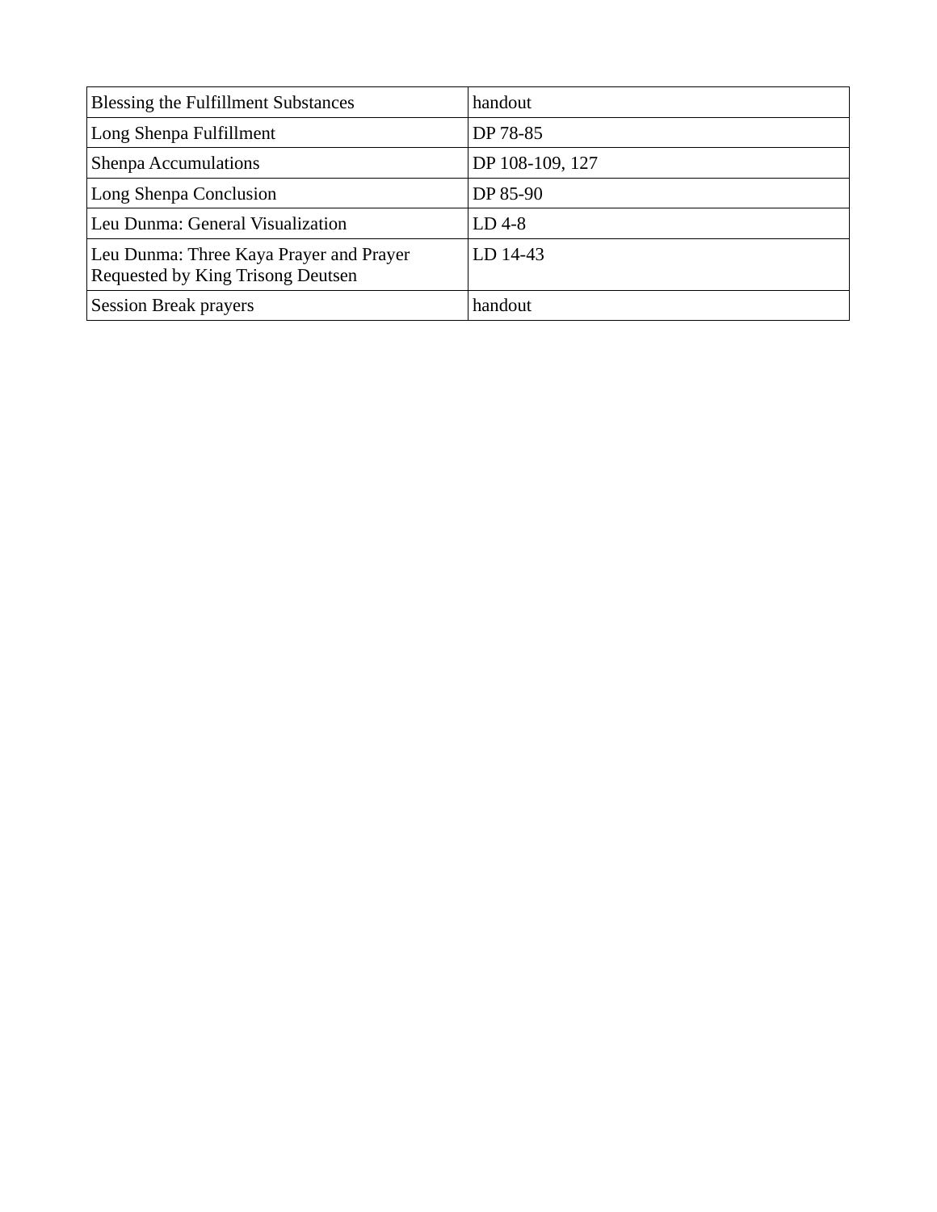| | |
|---|---|
| Blessing the Fulfillment Substances | handout |
| Long Shenpa Fulfillment | DP 78-85 |
| Shenpa Accumulations | DP 108-109, 127 |
| Long Shenpa Conclusion | DP 85-90 |
| Leu Dunma: General Visualization | LD 4-8 |
| Leu Dunma: Three Kaya Prayer and Prayer Requested by King Trisong Deutsen | LD 14-43 |
| Session Break prayers | handout |